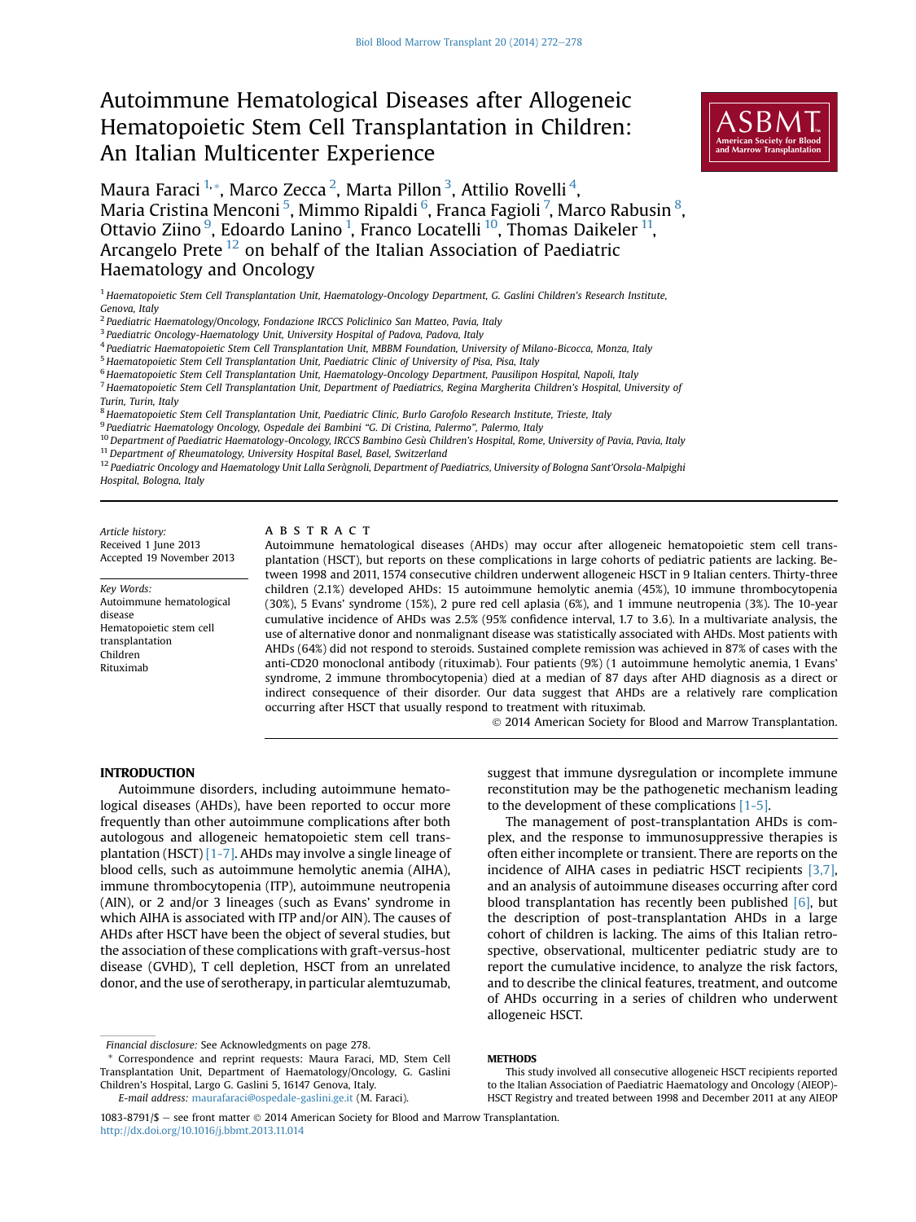# Autoimmune Hematological Diseases after Allogeneic Hematopoietic Stem Cell Transplantation in Children: An Italian Multicenter Experience

Maura Faraci [1,*], Marco Zecca [2], Marta Pillon [3], Attilio Rovelli [4], Maria Cristina Menconi [5], Mimmo Ripaldi [6], Franca Fagioli [7], Marco Rabusin [8], Ottavio Ziino [9], Edoardo Lanino [1], Franco Locatelli [10], Thomas Daikeler [11], Arcangelo Prete [12] on behalf of the Italian Association of Paediatric Haematology and Oncology

[1] Haematopoietic Stem Cell Transplantation Unit, Haematology-Oncology Department, G. Gaslini Children's Research Institute, Genova, Italy
[2] Paediatric Haematology/Oncology, Fondazione IRCCS Policlinico San Matteo, Pavia, Italy
[3] Paediatric Oncology-Haematology Unit, University Hospital of Padova, Padova, Italy
[4] Paediatric Haematopoietic Stem Cell Transplantation Unit, MBBM Foundation, University of Milano-Bicocca, Monza, Italy
[5] Haematopoietic Stem Cell Transplantation Unit, Paediatric Clinic of University of Pisa, Pisa, Italy
[6] Haematopoietic Stem Cell Transplantation Unit, Haematology-Oncology Department, Pausilipon Hospital, Napoli, Italy
[7] Haematopoietic Stem Cell Transplantation Unit, Department of Paediatrics, Regina Margherita Children's Hospital, University of Turin, Turin, Italy
[8] Haematopoietic Stem Cell Transplantation Unit, Paediatric Clinic, Burlo Garofolo Research Institute, Trieste, Italy
[9] Paediatric Haematology Oncology, Ospedale dei Bambini "G. Di Cristina, Palermo", Palermo, Italy
[10] Department of Paediatric Haematology-Oncology, IRCCS Bambino Gesù Children's Hospital, Rome, University of Pavia, Pavia, Italy
[11] Department of Rheumatology, University Hospital Basel, Basel, Switzerland
[12] Paediatric Oncology and Haematology Unit Lalla Seràgnoli, Department of Paediatrics, University of Bologna Sant'Orsola-Malpighi Hospital, Bologna, Italy

*Article history:*
Received 1 June 2013
Accepted 19 November 2013

*Key Words:*
Autoimmune hematological disease
Hematopoietic stem cell transplantation
Children
Rituximab

## ABSTRACT

Autoimmune hematological diseases (AHDs) may occur after allogeneic hematopoietic stem cell transplantation (HSCT), but reports on these complications in large cohorts of pediatric patients are lacking. Between 1998 and 2011, 1574 consecutive children underwent allogeneic HSCT in 9 Italian centers. Thirty-three children (2.1%) developed AHDs: 15 autoimmune hemolytic anemia (45%), 10 immune thrombocytopenia (30%), 5 Evans' syndrome (15%), 2 pure red cell aplasia (6%), and 1 immune neutropenia (3%). The 10-year cumulative incidence of AHDs was 2.5% (95% confidence interval, 1.7 to 3.6). In a multivariate analysis, the use of alternative donor and nonmalignant disease was statistically associated with AHDs. Most patients with AHDs (64%) did not respond to steroids. Sustained complete remission was achieved in 87% of cases with the anti-CD20 monoclonal antibody (rituximab). Four patients (9%) (1 autoimmune hemolytic anemia, 1 Evans' syndrome, 2 immune thrombocytopenia) died at a median of 87 days after AHD diagnosis as a direct or indirect consequence of their disorder. Our data suggest that AHDs are a relatively rare complication occurring after HSCT that usually respond to treatment with rituximab.

© 2014 American Society for Blood and Marrow Transplantation.

## INTRODUCTION

Autoimmune disorders, including autoimmune hematological diseases (AHDs), have been reported to occur more frequently than other autoimmune complications after both autologous and allogeneic hematopoietic stem cell transplantation (HSCT) [1-7]. AHDs may involve a single lineage of blood cells, such as autoimmune hemolytic anemia (AIHA), immune thrombocytopenia (ITP), autoimmune neutropenia (AIN), or 2 and/or 3 lineages (such as Evans' syndrome in which AIHA is associated with ITP and/or AIN). The causes of AHDs after HSCT have been the object of several studies, but the association of these complications with graft-versus-host disease (GVHD), T cell depletion, HSCT from an unrelated donor, and the use of serotherapy, in particular alemtuzumab, suggest that immune dysregulation or incomplete immune reconstitution may be the pathogenetic mechanism leading to the development of these complications [1-5].

The management of post-transplantation AHDs is complex, and the response to immunosuppressive therapies is often either incomplete or transient. There are reports on the incidence of AIHA cases in pediatric HSCT recipients [3,7], and an analysis of autoimmune diseases occurring after cord blood transplantation has recently been published [6], but the description of post-transplantation AHDs in a large cohort of children is lacking. The aims of this Italian retrospective, observational, multicenter pediatric study are to report the cumulative incidence, to analyze the risk factors, and to describe the clinical features, treatment, and outcome of AHDs occurring in a series of children who underwent allogeneic HSCT.

## METHODS

This study involved all consecutive allogeneic HSCT recipients reported to the Italian Association of Paediatric Haematology and Oncology (AIEOP)-HSCT Registry and treated between 1998 and December 2011 at any AIEOP

Financial disclosure: See Acknowledgments on page 278.

* Correspondence and reprint requests: Maura Faraci, MD, Stem Cell Transplantation Unit, Department of Haematology/Oncology, G. Gaslini Children's Hospital, Largo G. Gaslini 5, 16147 Genova, Italy.

*E-mail address:* maurafaraci@ospedale-gaslini.ge.it (M. Faraci).

1083-8791/$ — see front matter © 2014 American Society for Blood and Marrow Transplantation.
http://dx.doi.org/10.1016/j.bbmt.2013.11.014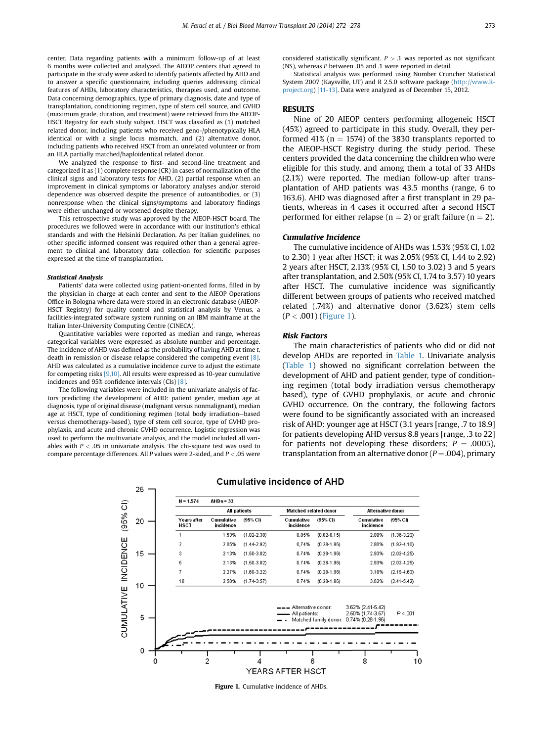center. Data regarding patients with a minimum follow-up of at least 6 months were collected and analyzed. The AIEOP centers that agreed to participate in the study were asked to identify patients affected by AHD and to answer a specific questionnaire, including queries addressing clinical features of AHDs, laboratory characteristics, therapies used, and outcome. Data concerning demographics, type of primary diagnosis, date and type of transplantation, conditioning regimen, type of stem cell source, and GVHD (maximum grade, duration, and treatment) were retrieved from the AIEOP-HSCT Registry for each study subject. HSCT was classified as (1) matched related donor, including patients who received geno-/phenotypically HLA identical or with a single locus mismatch, and (2) alternative donor, including patients who received HSCT from an unrelated volunteer or from an HLA partially matched/haploidentical related donor.

We analyzed the response to first- and second-line treatment and categorized it as (1) complete response (CR) in cases of normalization of the clinical signs and laboratory tests for AHD, (2) partial response when an improvement in clinical symptoms or laboratory analyses and/or steroid dependence was observed despite the presence of autoantibodies, or (3) nonresponse when the clinical signs/symptoms and laboratory findings were either unchanged or worsened despite therapy.

This retrospective study was approved by the AIEOP-HSCT board. The procedures we followed were in accordance with our institution's ethical standards and with the Helsinki Declaration. As per Italian guidelines, no other specific informed consent was required other than a general agreement to clinical and laboratory data collection for scientific purposes expressed at the time of transplantation.

### Statistical Analysis

Patients' data were collected using patient-oriented forms, filled in by the physician in charge at each center and sent to the AIEOP Operations Office in Bologna where data were stored in an electronic database (AIEOP-HSCT Registry) for quality control and statistical analysis by Venus, a facilities-integrated software system running on an IBM mainframe at the Italian Inter-University Computing Centre (CINECA).

Quantitative variables were reported as median and range, whereas categorical variables were expressed as absolute number and percentage. The incidence of AHD was defined as the probability of having AHD at time *t*, death in remission or disease relapse considered the competing event [8]. AHD was calculated as a cumulative incidence curve to adjust the estimate for competing risks [9,10]. All results were expressed as 10-year cumulative incidences and 95% confidence intervals (CIs) [8].

The following variables were included in the univariate analysis of factors predicting the development of AHD: patient gender, median age at diagnosis, type of original disease (malignant versus nonmalignant), median age at HSCT, type of conditioning regimen (total body irradiation–based versus chemotherapy-based), type of stem cell source, type of GVHD prophylaxis, and acute and chronic GVHD occurrence. Logistic regression was used to perform the multivariate analysis, and the model included all variables with $P < .05$ in univariate analysis. The chi-square test was used to compare percentage differences. All *P* values were 2-sided, and $P < .05$ were considered statistically significant. $P > .1$ was reported as not significant (NS), whereas *P* between .05 and .1 were reported in detail.

Statistical analysis was performed using Number Cruncher Statistical System 2007 (Kaysville, UT) and R 2.5.0 software package (http://www.R-project.org) [11-13]. Data were analyzed as of December 15, 2012.

## RESULTS

Nine of 20 AIEOP centers performing allogeneic HSCT (45%) agreed to participate in this study. Overall, they performed 41% (n = 1574) of the 3830 transplants reported to the AIEOP-HSCT Registry during the study period. These centers provided the data concerning the children who were eligible for this study, and among them a total of 33 AHDs (2.1%) were reported. The median follow-up after transplantation of AHD patients was 43.5 months (range, 6 to 163.6). AHD was diagnosed after a first transplant in 29 patients, whereas in 4 cases it occurred after a second HSCT performed for either relapse (n = 2) or graft failure (n = 2).

### Cumulative Incidence

The cumulative incidence of AHDs was 1.53% (95% CI, 1.02 to 2.30) 1 year after HSCT; it was 2.05% (95% CI, 1.44 to 2.92) 2 years after HSCT, 2.13% (95% CI, 1.50 to 3.02) 3 and 5 years after transplantation, and 2.50% (95% CI, 1.74 to 3.57) 10 years after HSCT. The cumulative incidence was significantly different between groups of patients who received matched related (.74%) and alternative donor (3.62%) stem cells ($P < .001$) (Figure 1).

### Risk Factors

The main characteristics of patients who did or did not develop AHDs are reported in Table 1. Univariate analysis (Table 1) showed no significant correlation between the development of AHD and patient gender, type of conditioning regimen (total body irradiation versus chemotherapy based), type of GVHD prophylaxis, or acute and chronic GVHD occurrence. On the contrary, the following factors were found to be significantly associated with an increased risk of AHD: younger age at HSCT (3.1 years [range, .7 to 18.9] for patients developing AHD versus 8.8 years [range, .3 to 22] for patients not developing these disorders; $P = .0005$), transplantation from an alternative donor ($P = .004$), primary

**Cumulative incidence of AHD**

N = 1,574 AHDs = 33

| Years after HSCT | All patients | | Matched related donor | | Alternative donor | |
|---|---|---|---|---|---|---|
| | Cumulative incidence | (95% CI) | Cumulative incidence | (95% CI) | Cumulative incidence | (95% CI) |
| 1 | 1.53% | (1.02-2.30) | 0.05% | (0.02-0.15) | 2.09% | (1.36-3.23) |
| 2 | 2.05% | (1.44-2.92) | 0.74% | (0.28-1.96) | 2.80% | (1.92-4.10) |
| 3 | 2.13% | (1.50-3.02) | 0.74% | (0.28-1.96) | 2.93% | (2.02-4.25) |
| 5 | 2.13% | (1.50-3.02) | 0.74% | (0.28-1.96) | 2.93% | (2.02-4.25) |
| 7 | 2.27% | (1.60-3.22) | 0.74% | (0.28-1.96) | 3.18% | (2.19-4.63) |
| 10 | 2.50% | (1.74-3.57) | 0.74% | (0.28-1.96) | 3.62% | (2.41-5.42) |

Alternative donor: 3.62% (2.41-5.42); All patients: 2.50% (1.74-3.57); Matched family donor: 0.74% (0.28-1.96); $P < .001$

**Figure 1.** Cumulative incidence of AHDs.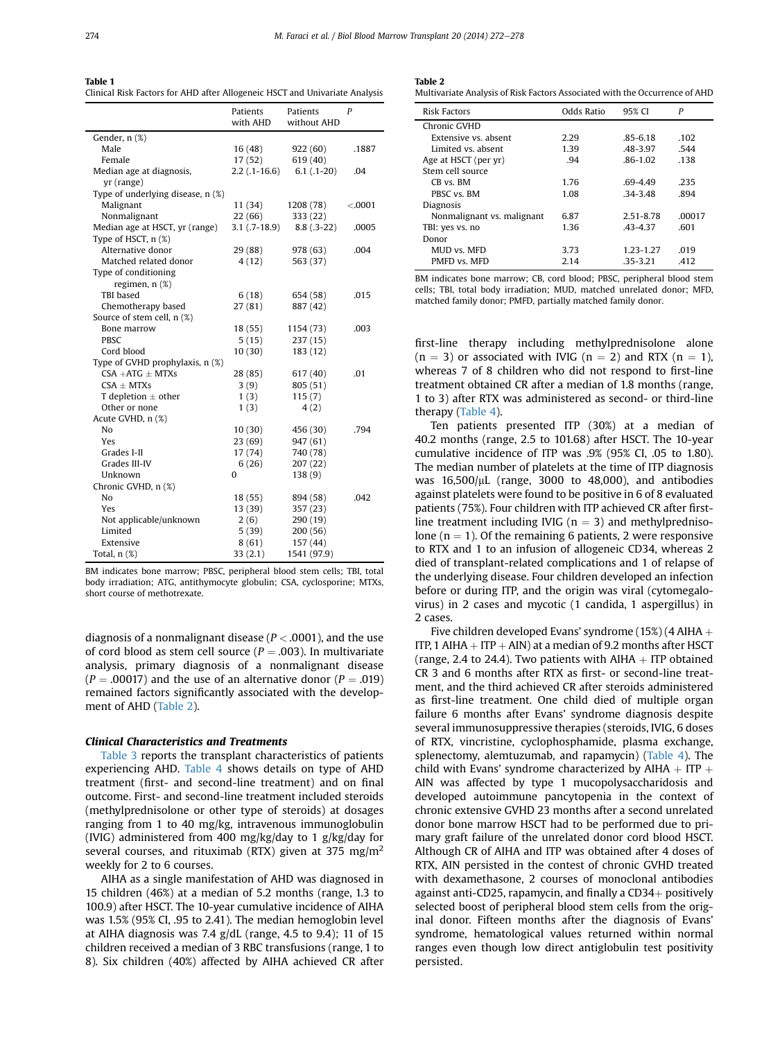**Table 1**
Clinical Risk Factors for AHD after Allogeneic HSCT and Univariate Analysis

| | Patients with AHD | Patients without AHD | P |
|---|---|---|---|
| Gender, n (%) | | | |
| Male | 16 (48) | 922 (60) | .1887 |
| Female | 17 (52) | 619 (40) | |
| Median age at diagnosis, yr (range) | 2.2 (.1-16.6) | 6.1 (.1-20) | .04 |
| Type of underlying disease, n (%) | | | |
| Malignant | 11 (34) | 1208 (78) | <.0001 |
| Nonmalignant | 22 (66) | 333 (22) | |
| Median age at HSCT, yr (range) | 3.1 (.7-18.9) | 8.8 (.3-22) | .0005 |
| Type of HSCT, n (%) | | | |
| Alternative donor | 29 (88) | 978 (63) | .004 |
| Matched related donor | 4 (12) | 563 (37) | |
| Type of conditioning regimen, n (%) | | | |
| TBI based | 6 (18) | 654 (58) | .015 |
| Chemotherapy based | 27 (81) | 887 (42) | |
| Source of stem cell, n (%) | | | |
| Bone marrow | 18 (55) | 1154 (73) | .003 |
| PBSC | 5 (15) | 237 (15) | |
| Cord blood | 10 (30) | 183 (12) | |
| Type of GVHD prophylaxis, n (%) | | | |
| CSA +ATG ± MTXs | 28 (85) | 617 (40) | .01 |
| CSA ± MTXs | 3 (9) | 805 (51) | |
| T depletion ± other | 1 (3) | 115 (7) | |
| Other or none | 1 (3) | 4 (2) | |
| Acute GVHD, n (%) | | | |
| No | 10 (30) | 456 (30) | .794 |
| Yes | 23 (69) | 947 (61) | |
| Grades I-II | 17 (74) | 740 (78) | |
| Grades III-IV | 6 (26) | 207 (22) | |
| Unknown | 0 | 138 (9) | |
| Chronic GVHD, n (%) | | | |
| No | 18 (55) | 894 (58) | .042 |
| Yes | 13 (39) | 357 (23) | |
| Not applicable/unknown | 2 (6) | 290 (19) | |
| Limited | 5 (39) | 200 (56) | |
| Extensive | 8 (61) | 157 (44) | |
| Total, n (%) | 33 (2.1) | 1541 (97.9) | |

BM indicates bone marrow; PBSC, peripheral blood stem cells; TBI, total body irradiation; ATG, antithymocyte globulin; CSA, cyclosporine; MTXs, short course of methotrexate.

diagnosis of a nonmalignant disease ($P < .0001$), and the use of cord blood as stem cell source ($P = .003$). In multivariate analysis, primary diagnosis of a nonmalignant disease ($P = .00017$) and the use of an alternative donor ($P = .019$) remained factors significantly associated with the development of AHD (Table 2).

**Table 2**
Multivariate Analysis of Risk Factors Associated with the Occurrence of AHD

| Risk Factors | Odds Ratio | 95% CI | P |
|---|---|---|---|
| Chronic GVHD | | | |
| Extensive vs. absent | 2.29 | .85-6.18 | .102 |
| Limited vs. absent | 1.39 | .48-3.97 | .544 |
| Age at HSCT (per yr) | .94 | .86-1.02 | .138 |
| Stem cell source | | | |
| CB vs. BM | 1.76 | .69-4.49 | .235 |
| PBSC vs. BM | 1.08 | .34-3.48 | .894 |
| Diagnosis | | | |
| Nonmalignant vs. malignant | 6.87 | 2.51-8.78 | .00017 |
| TBI: yes vs. no | 1.36 | .43-4.37 | .601 |
| Donor | | | |
| MUD vs. MFD | 3.73 | 1.23-1.27 | .019 |
| PMFD vs. MFD | 2.14 | .35-3.21 | .412 |

BM indicates bone marrow; CB, cord blood; PBSC, peripheral blood stem cells; TBI, total body irradiation; MUD, matched unrelated donor; MFD, matched family donor; PMFD, partially matched family donor.

### *Clinical Characteristics and Treatments*

Table 3 reports the transplant characteristics of patients experiencing AHD. Table 4 shows details on type of AHD treatment (first- and second-line treatment) and on final outcome. First- and second-line treatment included steroids (methylprednisolone or other type of steroids) at dosages ranging from 1 to 40 mg/kg, intravenous immunoglobulin (IVIG) administered from 400 mg/kg/day to 1 g/kg/day for several courses, and rituximab (RTX) given at 375 mg/m$^2$ weekly for 2 to 6 courses.

AIHA as a single manifestation of AHD was diagnosed in 15 children (46%) at a median of 5.2 months (range, 1.3 to 100.9) after HSCT. The 10-year cumulative incidence of AIHA was 1.5% (95% CI, .95 to 2.41). The median hemoglobin level at AIHA diagnosis was 7.4 g/dL (range, 4.5 to 9.4); 11 of 15 children received a median of 3 RBC transfusions (range, 1 to 8). Six children (40%) affected by AIHA achieved CR after first-line therapy including methylprednisolone alone ($n = 3$) or associated with IVIG ($n = 2$) and RTX ($n = 1$), whereas 7 of 8 children who did not respond to first-line treatment obtained CR after a median of 1.8 months (range, 1 to 3) after RTX was administered as second- or third-line therapy (Table 4).

Ten patients presented ITP (30%) at a median of 40.2 months (range, 2.5 to 101.68) after HSCT. The 10-year cumulative incidence of ITP was .9% (95% CI, .05 to 1.80). The median number of platelets at the time of ITP diagnosis was 16,500/μL (range, 3000 to 48,000), and antibodies against platelets were found to be positive in 6 of 8 evaluated patients (75%). Four children with ITP achieved CR after first-line treatment including IVIG ($n = 3$) and methylprednisolone ($n = 1$). Of the remaining 6 patients, 2 were responsive to RTX and 1 to an infusion of allogeneic CD34, whereas 2 died of transplant-related complications and 1 of relapse of the underlying disease. Four children developed an infection before or during ITP, and the origin was viral (cytomegalovirus) in 2 cases and mycotic (1 candida, 1 aspergillus) in 2 cases.

Five children developed Evans' syndrome (15%) (4 AIHA + ITP, 1 AIHA + ITP + AIN) at a median of 9.2 months after HSCT (range, 2.4 to 24.4). Two patients with AIHA + ITP obtained CR 3 and 6 months after RTX as first- or second-line treatment, and the third achieved CR after steroids administered as first-line treatment. One child died of multiple organ failure 6 months after Evans' syndrome diagnosis despite several immunosuppressive therapies (steroids, IVIG, 6 doses of RTX, vincristine, cyclophosphamide, plasma exchange, splenectomy, alemtuzumab, and rapamycin) (Table 4). The child with Evans' syndrome characterized by AIHA + ITP + AIN was affected by type 1 mucopolysaccharidosis and developed autoimmune pancytopenia in the context of chronic extensive GVHD 23 months after a second unrelated donor bone marrow HSCT had to be performed due to primary graft failure of the unrelated donor cord blood HSCT. Although CR of AIHA and ITP was obtained after 4 doses of RTX, AIN persisted in the contest of chronic GVHD treated with dexamethasone, 2 courses of monoclonal antibodies against anti-CD25, rapamycin, and finally a CD34+ positively selected boost of peripheral blood stem cells from the original donor. Fifteen months after the diagnosis of Evans' syndrome, hematological values returned within normal ranges even though low direct antiglobulin test positivity persisted.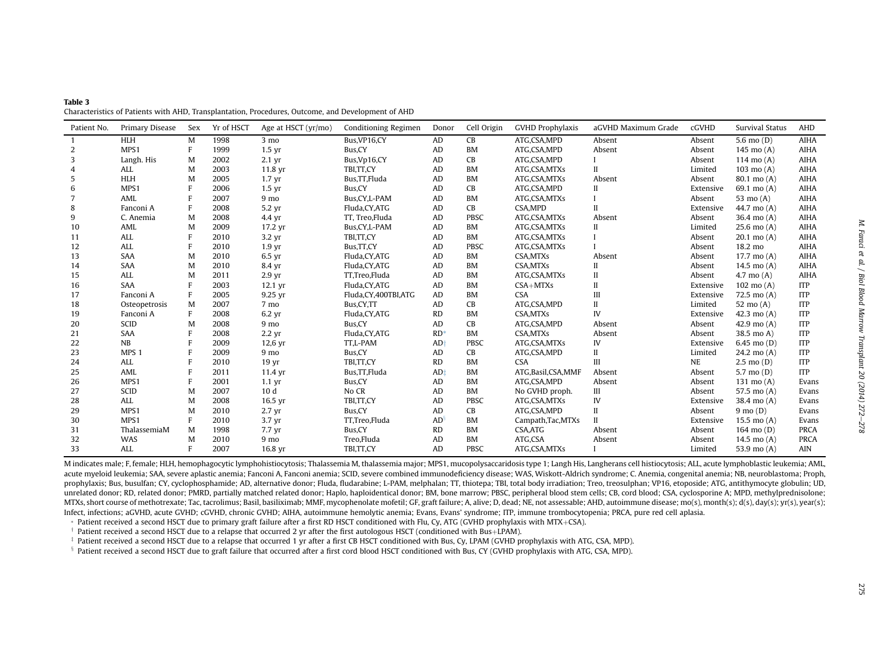**Table 3**
Characteristics of Patients with AHD, Transplantation, Procedures, Outcome, and Development of AHD

| Patient No. | Primary Disease | Sex | Yr of HSCT | Age at HSCT (yr/mo) | Conditioning Regimen | Donor | Cell Origin | GVHD Prophylaxis | aGVHD Maximum Grade | cGVHD | Survival Status | AHD |
|---|---|---|---|---|---|---|---|---|---|---|---|---|
| 1 | HLH | M | 1998 | 3 mo | Bus,VP16,CY | AD | CB | ATG,CSA,MPD | Absent | Absent | 5.6 mo (D) | AIHA |
| 2 | MPS1 | F | 1999 | 1.5 yr | Bus,CY | AD | BM | ATG,CSA,MPD | Absent | Absent | 145 mo (A) | AIHA |
| 3 | Langh. His | M | 2002 | 2.1 yr | Bus,Vp16,CY | AD | CB | ATG,CSA,MPD | I | Absent | 114 mo (A) | AIHA |
| 4 | ALL | M | 2003 | 11.8 yr | TBI,TT,CY | AD | BM | ATG,CSA,MTXs | II | Limited | 103 mo (A) | AIHA |
| 5 | HLH | M | 2005 | 1.7 yr | Bus,TT,Fluda | AD | BM | ATG,CSA,MTXs | Absent | Absent | 80.1 mo (A) | AIHA |
| 6 | MPS1 | F | 2006 | 1.5 yr | Bus,CY | AD | CB | ATG,CSA,MPD | II | Extensive | 69.1 mo (A) | AIHA |
| 7 | AML | F | 2007 | 9 mo | Bus,CY,L-PAM | AD | BM | ATG,CSA,MTXs | I | Absent | 53 mo (A) | AIHA |
| 8 | Fanconi A | F | 2008 | 5.2 yr | Fluda,CY,ATG | AD | CB | CSA,MPD | II | Extensive | 44.7 mo (A) | AIHA |
| 9 | C. Anemia | M | 2008 | 4.4 yr | TT, Treo,Fluda | AD | PBSC | ATG,CSA,MTXs | Absent | Absent | 36.4 mo (A) | AIHA |
| 10 | AML | M | 2009 | 17.2 yr | Bus,CY,L-PAM | AD | BM | ATG,CSA,MTXs | II | Limited | 25.6 mo (A) | AIHA |
| 11 | ALL | F | 2010 | 3.2 yr | TBI,TT,CY | AD | BM | ATG,CSA,MTXs | I | Absent | 20.1 mo (A) | AIHA |
| 12 | ALL | F | 2010 | 1.9 yr | Bus,TT,CY | AD | PBSC | ATG,CSA,MTXs | I | Absent | 18.2 mo | AIHA |
| 13 | SAA | M | 2010 | 6.5 yr | Fluda,CY,ATG | AD | BM | CSA,MTXs | Absent | Absent | 17.7 mo (A) | AIHA |
| 14 | SAA | M | 2010 | 8.4 yr | Fluda,CY,ATG | AD | BM | CSA,MTXs | II | Absent | 14.5 mo (A) | AIHA |
| 15 | ALL | M | 2011 | 2.9 yr | TT,Treo,Fluda | AD | BM | ATG,CSA,MTXs | II | Absent | 4.7 mo (A) | AIHA |
| 16 | SAA | F | 2003 | 12.1 yr | Fluda,CY,ATG | AD | BM | CSA+MTXs | II | Extensive | 102 mo (A) | ITP |
| 17 | Fanconi A | F | 2005 | 9.25 yr | Fluda,CY,400TBI,ATG | AD | BM | CSA | III | Extensive | 72.5 mo (A) | ITP |
| 18 | Osteopetrosis | M | 2007 | 7 mo | Bus,CY,TT | AD | CB | ATG,CSA,MPD | II | Limited | 52 mo (A) | ITP |
| 19 | Fanconi A | F | 2008 | 6.2 yr | Fluda,CY,ATG | RD | BM | CSA,MTXs | IV | Extensive | 42.3 mo (A) | ITP |
| 20 | SCID | M | 2008 | 9 mo | Bus,CY | AD | CB | ATG,CSA,MPD | Absent | Absent | 42.9 mo (A) | ITP |
| 21 | SAA | F | 2008 | 2.2 yr | Fluda,CY,ATG | RD* | BM | CSA,MTXs | Absent | Absent | 38.5 mo A) | ITP |
| 22 | NB | F | 2009 | 12,6 yr | TT,L-PAM | AD† | PBSC | ATG,CSA,MTXs | IV | Extensive | 6.45 mo (D) | ITP |
| 23 | MPS 1 | F | 2009 | 9 mo | Bus,CY | AD | CB | ATG,CSA,MPD | II | Limited | 24.2 mo (A) | ITP |
| 24 | ALL | F | 2010 | 19 yr | TBI,TT,CY | RD | BM | CSA | III | NE | 2.5 mo (D) | ITP |
| 25 | AML | F | 2011 | 11.4 yr | Bus,TT,Fluda | AD‡ | BM | ATG,Basil,CSA,MMF | Absent | Absent | 5.7 mo (D) | ITP |
| 26 | MPS1 | F | 2001 | 1.1 yr | Bus,CY | AD | BM | ATG,CSA,MPD | Absent | Absent | 131 mo (A) | Evans |
| 27 | SCID | M | 2007 | 10 d | No CR | AD | BM | No GVHD proph. | III | Absent | 57.5 mo (A) | Evans |
| 28 | ALL | M | 2008 | 16.5 yr | TBI,TT,CY | AD | PBSC | ATG,CSA,MTXs | IV | Extensive | 38.4 mo (A) | Evans |
| 29 | MPS1 | M | 2010 | 2.7 yr | Bus,CY | AD | CB | ATG,CSA,MPD | II | Absent | 9 mo (D) | Evans |
| 30 | MPS1 | F | 2010 | 3.7 yr | TT,Treo,Fluda | AD§ | BM | Campath,Tac,MTXs | II | Extensive | 15.5 mo (A) | Evans |
| 31 | ThalassemiaM | M | 1998 | 7.7 yr | Bus,CY | RD | BM | CSA,ATG | Absent | Absent | 164 mo (D) | PRCA |
| 32 | WAS | M | 2010 | 9 mo | Treo,Fluda | AD | BM | ATG,CSA | Absent | Absent | 14.5 mo (A) | PRCA |
| 33 | ALL | F | 2007 | 16.8 yr | TBI,TT,CY | AD | PBSC | ATG,CSA,MTXs | I | Limited | 53.9 mo (A) | AIN |

M indicates male; F, female; HLH, hemophagocytic lymphohistiocytosis; Thalassemia M, thalassemia major; MPS1, mucopolysaccaridosis type 1; Langh His, Langherans cell histiocytosis; ALL, acute lymphoblastic leukemia; AML, acute myeloid leukemia; SAA, severe aplastic anemia; Fanconi A, Fanconi anemia; SCID, severe combined immunodeficiency disease; WAS, Wiskott-Aldrich syndrome; C. Anemia, congenital anemia; NB, neuroblastoma; Proph, prophylaxis; Bus, busulfan; CY, cyclophosphamide; AD, alternative donor; Fluda, fludarabine; L-PAM, melphalan; TT, thiotepa; TBI, total body irradiation; Treo, treosulphan; VP16, etoposide; ATG, antithymocyte globulin; UD, unrelated donor; RD, related donor; PMRD, partially matched related donor; Haplo, haploidentical donor; BM, bone marrow; PBSC, peripheral blood stem cells; CB, cord blood; CSA, cyclosporine A; MPD, methylprednisolone; MTXs, short course of methotrexate; Tac, tacrolimus; Basil, basiliximab; MMF, mycophenolate mofetil; GF, graft failure; A, alive; D, dead; NE, not assessable; AHD, autoimmune disease; mo(s), month(s); d(s), day(s); yr(s), year(s); Infect, infections; aGVHD, acute GVHD; cGVHD, chronic GVHD; AIHA, autoimmune hemolytic anemia; Evans, Evans' syndrome; ITP, immune trombocytopenia; PRCA, pure red cell aplasia.

\* Patient received a second HSCT due to primary graft failure after a first RD HSCT conditioned with Flu, Cy, ATG (GVHD prophylaxis with MTX+CSA).

† Patient received a second HSCT due to a relapse that occurred 2 yr after the first autologous HSCT (conditioned with Bus+LPAM).

‡ Patient received a second HSCT due to a relapse that occurred 1 yr after a first CB HSCT conditioned with Bus, Cy, LPAM (GVHD prophylaxis with ATG, CSA, MPD).

§ Patient received a second HSCT due to graft failure that occurred after a first cord blood HSCT conditioned with Bus, CY (GVHD prophylaxis with ATG, CSA, MPD).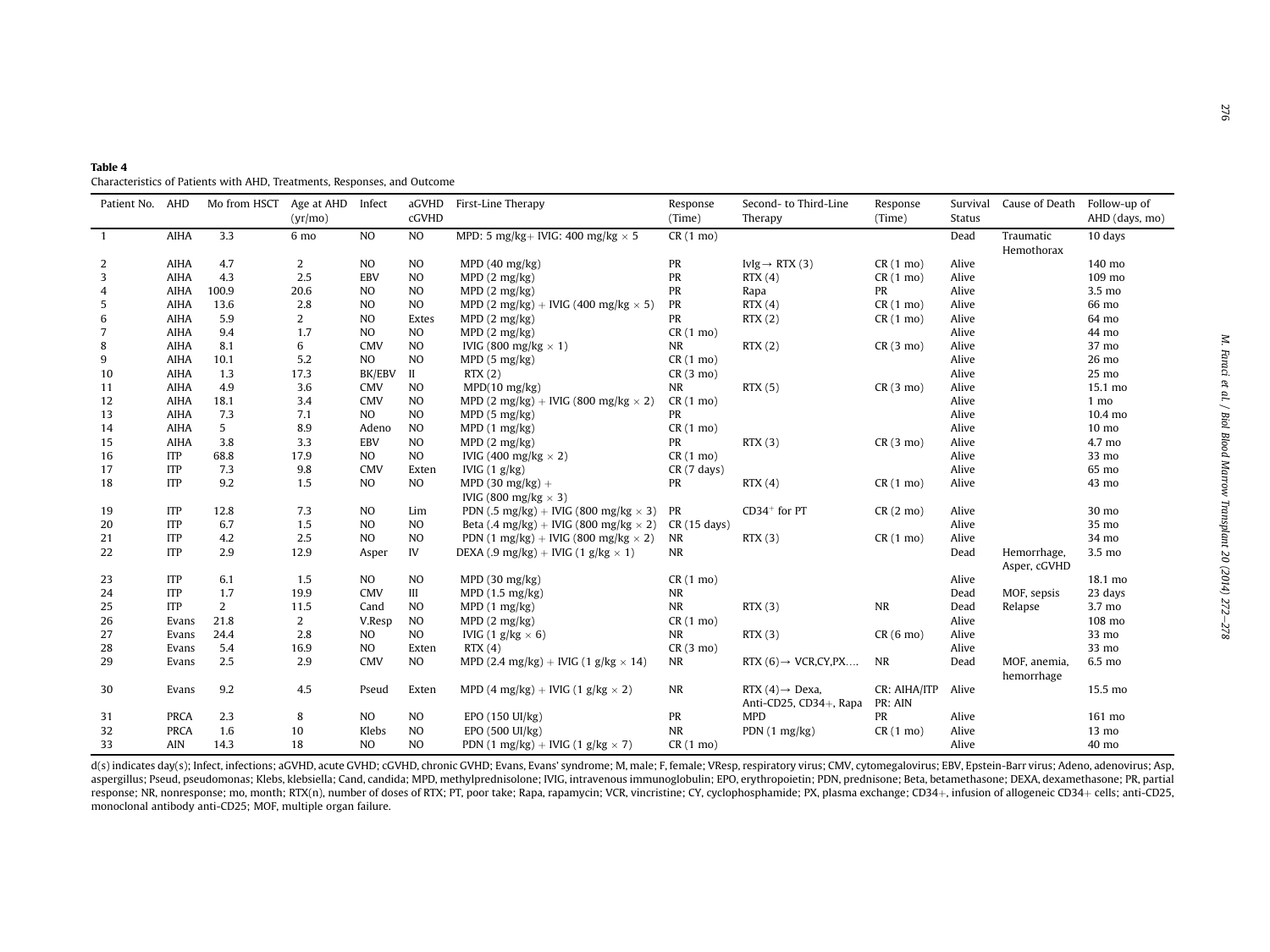**Table 4**
Characteristics of Patients with AHD, Treatments, Responses, and Outcome

| Patient No. | AHD | Mo from HSCT | Age at AHD (yr/mo) | Infect | aGVHD cGVHD | First-Line Therapy | Response (Time) | Second- to Third-Line Therapy | Response (Time) | Survival Status | Cause of Death | Follow-up of AHD (days, mo) |
|---|---|---|---|---|---|---|---|---|---|---|---|---|
| 1 | AIHA | 3.3 | 6 mo | NO | NO | MPD: 5 mg/kg+ IVIG: 400 mg/kg × 5 | CR (1 mo) | | | Dead | Traumatic Hemothorax | 10 days |
| 2 | AIHA | 4.7 | 2 | NO | NO | MPD (40 mg/kg) | PR | IvIg→ RTX (3) | CR (1 mo) | Alive | | 140 mo |
| 3 | AIHA | 4.3 | 2.5 | EBV | NO | MPD (2 mg/kg) | PR | RTX (4) | CR (1 mo) | Alive | | 109 mo |
| 4 | AIHA | 100.9 | 20.6 | NO | NO | MPD (2 mg/kg) | PR | Rapa | PR | Alive | | 3.5 mo |
| 5 | AIHA | 13.6 | 2.8 | NO | NO | MPD (2 mg/kg) + IVIG (400 mg/kg × 5) | PR | RTX (4) | CR (1 mo) | Alive | | 66 mo |
| 6 | AIHA | 5.9 | 2 | NO | Extes | MPD (2 mg/kg) | PR | RTX (2) | CR (1 mo) | Alive | | 64 mo |
| 7 | AIHA | 9.4 | 1.7 | NO | NO | MPD (2 mg/kg) | CR (1 mo) | | | Alive | | 44 mo |
| 8 | AIHA | 8.1 | 6 | CMV | NO | IVIG (800 mg/kg × 1) | NR | RTX (2) | CR (3 mo) | Alive | | 37 mo |
| 9 | AIHA | 10.1 | 5.2 | NO | NO | MPD (5 mg/kg) | CR (1 mo) | | | Alive | | 26 mo |
| 10 | AIHA | 1.3 | 17.3 | BK/EBV | II | RTX (2) | CR (3 mo) | | | Alive | | 25 mo |
| 11 | AIHA | 4.9 | 3.6 | CMV | NO | MPD(10 mg/kg) | NR | RTX (5) | CR (3 mo) | Alive | | 15.1 mo |
| 12 | AIHA | 18.1 | 3.4 | CMV | NO | MPD (2 mg/kg) + IVIG (800 mg/kg × 2) | CR (1 mo) | | | Alive | | 1 mo |
| 13 | AIHA | 7.3 | 7.1 | NO | NO | MPD (5 mg/kg) | PR | | | Alive | | 10.4 mo |
| 14 | AIHA | 5 | 8.9 | Adeno | NO | MPD (1 mg/kg) | CR (1 mo) | | | Alive | | 10 mo |
| 15 | AIHA | 3.8 | 3.3 | EBV | NO | MPD (2 mg/kg) | PR | RTX (3) | CR (3 mo) | Alive | | 4.7 mo |
| 16 | ITP | 68.8 | 17.9 | NO | NO | IVIG (400 mg/kg × 2) | CR (1 mo) | | | Alive | | 33 mo |
| 17 | ITP | 7.3 | 9.8 | CMV | Exten | IVIG (1 g/kg) | CR (7 days) | | | Alive | | 65 mo |
| 18 | ITP | 9.2 | 1.5 | NO | NO | MPD (30 mg/kg) + IVIG (800 mg/kg × 3) | PR | RTX (4) | CR (1 mo) | Alive | | 43 mo |
| 19 | ITP | 12.8 | 7.3 | NO | Lim | PDN (.5 mg/kg) + IVIG (800 mg/kg × 3) | PR | $CD34^+$ for PT | CR (2 mo) | Alive | | 30 mo |
| 20 | ITP | 6.7 | 1.5 | NO | NO | Beta (.4 mg/kg) + IVIG (800 mg/kg × 2) | CR (15 days) | | | Alive | | 35 mo |
| 21 | ITP | 4.2 | 2.5 | NO | NO | PDN (1 mg/kg) + IVIG (800 mg/kg × 2) | NR | RTX (3) | CR (1 mo) | Alive | | 34 mo |
| 22 | ITP | 2.9 | 12.9 | Asper | IV | DEXA (.9 mg/kg) + IVIG (1 g/kg × 1) | NR | | | Dead | Hemorrhage, Asper, cGVHD | 3.5 mo |
| 23 | ITP | 6.1 | 1.5 | NO | NO | MPD (30 mg/kg) | CR (1 mo) | | | Alive | | 18.1 mo |
| 24 | ITP | 1.7 | 19.9 | CMV | III | MPD (1.5 mg/kg) | NR | | | Dead | MOF, sepsis | 23 days |
| 25 | ITP | 2 | 11.5 | Cand | NO | MPD (1 mg/kg) | NR | RTX (3) | NR | Dead | Relapse | 3.7 mo |
| 26 | Evans | 21.8 | 2 | V.Resp | NO | MPD (2 mg/kg) | CR (1 mo) | | | Alive | | 108 mo |
| 27 | Evans | 24.4 | 2.8 | NO | NO | IVIG (1 g/kg × 6) | NR | RTX (3) | CR (6 mo) | Alive | | 33 mo |
| 28 | Evans | 5.4 | 16.9 | NO | Exten | RTX (4) | CR (3 mo) | | | Alive | | 33 mo |
| 29 | Evans | 2.5 | 2.9 | CMV | NO | MPD (2.4 mg/kg) + IVIG (1 g/kg × 14) | NR | RTX (6)→ VCR,CY,PX.... | NR | Dead | MOF, anemia, hemorrhage | 6.5 mo |
| 30 | Evans | 9.2 | 4.5 | Pseud | Exten | MPD (4 mg/kg) + IVIG (1 g/kg × 2) | NR | RTX (4)→ Dexa, Anti-CD25, CD34+, Rapa | CR: AIHA/ITP PR: AIN | Alive | | 15.5 mo |
| 31 | PRCA | 2.3 | 8 | NO | NO | EPO (150 UI/kg) | PR | MPD | PR | Alive | | 161 mo |
| 32 | PRCA | 1.6 | 10 | Klebs | NO | EPO (500 UI/kg) | NR | PDN (1 mg/kg) | CR (1 mo) | Alive | | 13 mo |
| 33 | AIN | 14.3 | 18 | NO | NO | PDN (1 mg/kg) + IVIG (1 g/kg × 7) | CR (1 mo) | | | Alive | | 40 mo |

d(s) indicates day(s); Infect, infections; aGVHD, acute GVHD; cGVHD, chronic GVHD; Evans, Evans' syndrome; M, male; F, female; VResp, respiratory virus; CMV, cytomegalovirus; EBV, Epstein-Barr virus; Adeno, adenovirus; Asp, aspergillus; Pseud, pseudomonas; Klebs, klebsiella; Cand, candida; MPD, methylprednisolone; IVIG, intravenous immunoglobulin; EPO, erythropoietin; PDN, prednisone; Beta, betamethasone; DEXA, dexamethasone; PR, partial response; NR, nonresponse; mo, month; RTX(n), number of doses of RTX; PT, poor take; Rapa, rapamycin; VCR, vincristine; CY, cyclophosphamide; PX, plasma exchange; CD34+, infusion of allogeneic CD34+ cells; anti-CD25, monoclonal antibody anti-CD25; MOF, multiple organ failure.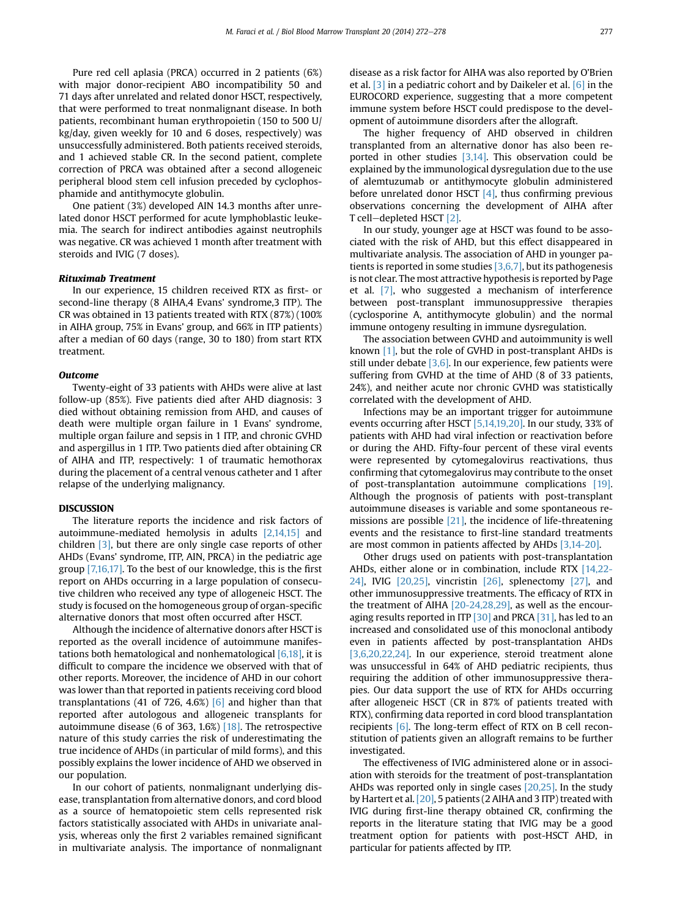Pure red cell aplasia (PRCA) occurred in 2 patients (6%) with major donor-recipient ABO incompatibility 50 and 71 days after unrelated and related donor HSCT, respectively, that were performed to treat nonmalignant disease. In both patients, recombinant human erythropoietin (150 to 500 U/kg/day, given weekly for 10 and 6 doses, respectively) was unsuccessfully administered. Both patients received steroids, and 1 achieved stable CR. In the second patient, complete correction of PRCA was obtained after a second allogeneic peripheral blood stem cell infusion preceded by cyclophosphamide and antithymocyte globulin.

One patient (3%) developed AIN 14.3 months after unrelated donor HSCT performed for acute lymphoblastic leukemia. The search for indirect antibodies against neutrophils was negative. CR was achieved 1 month after treatment with steroids and IVIG (7 doses).

### *Rituximab Treatment*

In our experience, 15 children received RTX as first- or second-line therapy (8 AIHA,4 Evans' syndrome,3 ITP). The CR was obtained in 13 patients treated with RTX (87%) (100% in AIHA group, 75% in Evans' group, and 66% in ITP patients) after a median of 60 days (range, 30 to 180) from start RTX treatment.

### *Outcome*

Twenty-eight of 33 patients with AHDs were alive at last follow-up (85%). Five patients died after AHD diagnosis: 3 died without obtaining remission from AHD, and causes of death were multiple organ failure in 1 Evans' syndrome, multiple organ failure and sepsis in 1 ITP, and chronic GVHD and aspergillus in 1 ITP. Two patients died after obtaining CR of AIHA and ITP, respectively: 1 of traumatic hemothorax during the placement of a central venous catheter and 1 after relapse of the underlying malignancy.

## DISCUSSION

The literature reports the incidence and risk factors of autoimmune-mediated hemolysis in adults [2,14,15] and children [3], but there are only single case reports of other AHDs (Evans' syndrome, ITP, AIN, PRCA) in the pediatric age group [7,16,17]. To the best of our knowledge, this is the first report on AHDs occurring in a large population of consecutive children who received any type of allogeneic HSCT. The study is focused on the homogeneous group of organ-specific alternative donors that most often occurred after HSCT.

Although the incidence of alternative donors after HSCT is reported as the overall incidence of autoimmune manifestations both hematological and nonhematological [6,18], it is difficult to compare the incidence we observed with that of other reports. Moreover, the incidence of AHD in our cohort was lower than that reported in patients receiving cord blood transplantations (41 of 726, 4.6%) [6] and higher than that reported after autologous and allogeneic transplants for autoimmune disease (6 of 363, 1.6%) [18]. The retrospective nature of this study carries the risk of underestimating the true incidence of AHDs (in particular of mild forms), and this possibly explains the lower incidence of AHD we observed in our population.

In our cohort of patients, nonmalignant underlying disease, transplantation from alternative donors, and cord blood as a source of hematopoietic stem cells represented risk factors statistically associated with AHDs in univariate analysis, whereas only the first 2 variables remained significant in multivariate analysis. The importance of nonmalignant disease as a risk factor for AIHA was also reported by O'Brien et al. [3] in a pediatric cohort and by Daikeler et al. [6] in the EUROCORD experience, suggesting that a more competent immune system before HSCT could predispose to the development of autoimmune disorders after the allograft.

The higher frequency of AHD observed in children transplanted from an alternative donor has also been reported in other studies [3,14]. This observation could be explained by the immunological dysregulation due to the use of alemtuzumab or antithymocyte globulin administered before unrelated donor HSCT [4], thus confirming previous observations concerning the development of AIHA after T cell–depleted HSCT [2].

In our study, younger age at HSCT was found to be associated with the risk of AHD, but this effect disappeared in multivariate analysis. The association of AHD in younger patients is reported in some studies [3,6,7], but its pathogenesis is not clear. The most attractive hypothesis is reported by Page et al. [7], who suggested a mechanism of interference between post-transplant immunosuppressive therapies (cyclosporine A, antithymocyte globulin) and the normal immune ontogeny resulting in immune dysregulation.

The association between GVHD and autoimmunity is well known [1], but the role of GVHD in post-transplant AHDs is still under debate [3,6]. In our experience, few patients were suffering from GVHD at the time of AHD (8 of 33 patients, 24%), and neither acute nor chronic GVHD was statistically correlated with the development of AHD.

Infections may be an important trigger for autoimmune events occurring after HSCT [5,14,19,20]. In our study, 33% of patients with AHD had viral infection or reactivation before or during the AHD. Fifty-four percent of these viral events were represented by cytomegalovirus reactivations, thus confirming that cytomegalovirus may contribute to the onset of post-transplantation autoimmune complications [19]. Although the prognosis of patients with post-transplant autoimmune diseases is variable and some spontaneous remissions are possible [21], the incidence of life-threatening events and the resistance to first-line standard treatments are most common in patients affected by AHDs [3,14-20].

Other drugs used on patients with post-transplantation AHDs, either alone or in combination, include RTX [14,22-24], IVIG [20,25], vincristin [26], splenectomy [27], and other immunosuppressive treatments. The efficacy of RTX in the treatment of AIHA [20-24,28,29], as well as the encouraging results reported in ITP [30] and PRCA [31], has led to an increased and consolidated use of this monoclonal antibody even in patients affected by post-transplantation AHDs [3,6,20,22,24]. In our experience, steroid treatment alone was unsuccessful in 64% of AHD pediatric recipients, thus requiring the addition of other immunosuppressive therapies. Our data support the use of RTX for AHDs occurring after allogeneic HSCT (CR in 87% of patients treated with RTX), confirming data reported in cord blood transplantation recipients [6]. The long-term effect of RTX on B cell reconstitution of patients given an allograft remains to be further investigated.

The effectiveness of IVIG administered alone or in association with steroids for the treatment of post-transplantation AHDs was reported only in single cases [20,25]. In the study by Hartert et al. [20], 5 patients (2 AIHA and 3 ITP) treated with IVIG during first-line therapy obtained CR, confirming the reports in the literature stating that IVIG may be a good treatment option for patients with post-HSCT AHD, in particular for patients affected by ITP.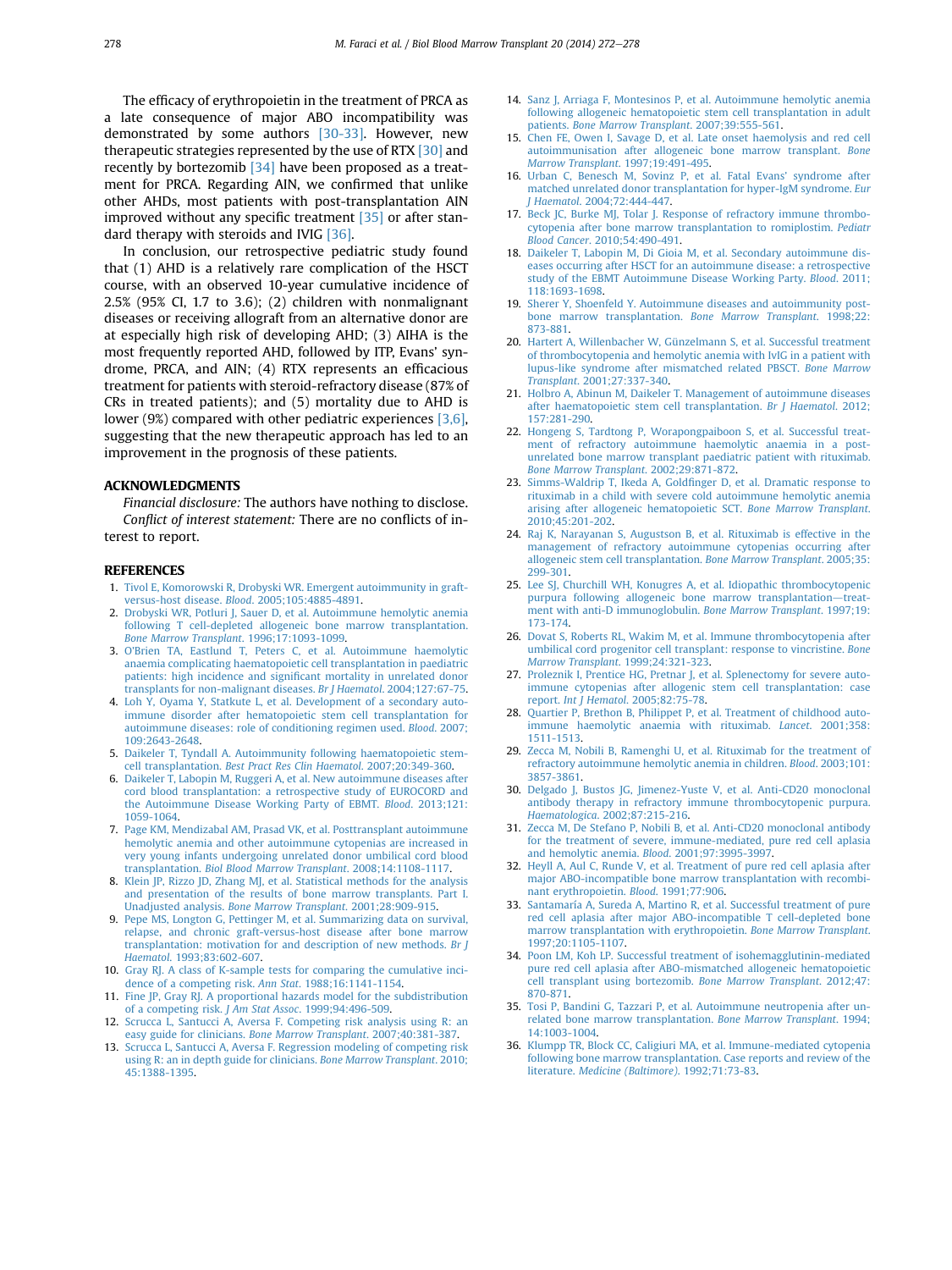The efficacy of erythropoietin in the treatment of PRCA as a late consequence of major ABO incompatibility was demonstrated by some authors [30-33]. However, new therapeutic strategies represented by the use of RTX [30] and recently by bortezomib [34] have been proposed as a treatment for PRCA. Regarding AIN, we confirmed that unlike other AHDs, most patients with post-transplantation AIN improved without any specific treatment [35] or after standard therapy with steroids and IVIG [36].

In conclusion, our retrospective pediatric study found that (1) AHD is a relatively rare complication of the HSCT course, with an observed 10-year cumulative incidence of 2.5% (95% CI, 1.7 to 3.6); (2) children with nonmalignant diseases or receiving allograft from an alternative donor are at especially high risk of developing AHD; (3) AIHA is the most frequently reported AHD, followed by ITP, Evans' syndrome, PRCA, and AIN; (4) RTX represents an efficacious treatment for patients with steroid-refractory disease (87% of CRs in treated patients); and (5) mortality due to AHD is lower (9%) compared with other pediatric experiences [3,6], suggesting that the new therapeutic approach has led to an improvement in the prognosis of these patients.

## ACKNOWLEDGMENTS

*Financial disclosure:* The authors have nothing to disclose.
*Conflict of interest statement:* There are no conflicts of interest to report.

## REFERENCES

1. Tivol E, Komorowski R, Drobyski WR. Emergent autoimmunity in graft-versus-host disease. *Blood*. 2005;105:4885-4891.
2. Drobyski WR, Potluri J, Sauer D, et al. Autoimmune hemolytic anemia following T cell-depleted allogeneic bone marrow transplantation. *Bone Marrow Transplant*. 1996;17:1093-1099.
3. O'Brien TA, Eastlund T, Peters C, et al. Autoimmune haemolytic anaemia complicating haematopoietic cell transplantation in paediatric patients: high incidence and significant mortality in unrelated donor transplants for non-malignant diseases. *Br J Haematol*. 2004;127:67-75.
4. Loh Y, Oyama Y, Statkute L, et al. Development of a secondary autoimmune disorder after hematopoietic stem cell transplantation for autoimmune diseases: role of conditioning regimen used. *Blood*. 2007; 109:2643-2648.
5. Daikeler T, Tyndall A. Autoimmunity following haematopoietic stem-cell transplantation. *Best Pract Res Clin Haematol*. 2007;20:349-360.
6. Daikeler T, Labopin M, Ruggeri A, et al. New autoimmune diseases after cord blood transplantation: a retrospective study of EUROCORD and the Autoimmune Disease Working Party of EBMT. *Blood*. 2013;121: 1059-1064.
7. Page KM, Mendizabal AM, Prasad VK, et al. Posttransplant autoimmune hemolytic anemia and other autoimmune cytopenias are increased in very young infants undergoing unrelated donor umbilical cord blood transplantation. *Biol Blood Marrow Transplant*. 2008;14:1108-1117.
8. Klein JP, Rizzo JD, Zhang MJ, et al. Statistical methods for the analysis and presentation of the results of bone marrow transplants. Part I. Unadjusted analysis. *Bone Marrow Transplant*. 2001;28:909-915.
9. Pepe MS, Longton G, Pettinger M, et al. Summarizing data on survival, relapse, and chronic graft-versus-host disease after bone marrow transplantation: motivation for and description of new methods. *Br J Haematol*. 1993;83:602-607.
10. Gray RJ. A class of K-sample tests for comparing the cumulative incidence of a competing risk. *Ann Stat*. 1988;16:1141-1154.
11. Fine JP, Gray RJ. A proportional hazards model for the subdistribution of a competing risk. *J Am Stat Assoc*. 1999;94:496-509.
12. Scrucca L, Santucci A, Aversa F. Competing risk analysis using R: an easy guide for clinicians. *Bone Marrow Transplant*. 2007;40:381-387.
13. Scrucca L, Santucci A, Aversa F. Regression modeling of competing risk using R: an in depth guide for clinicians. *Bone Marrow Transplant*. 2010; 45:1388-1395.
14. Sanz J, Arriaga F, Montesinos P, et al. Autoimmune hemolytic anemia following allogeneic hematopoietic stem cell transplantation in adult patients. *Bone Marrow Transplant*. 2007;39:555-561.
15. Chen FE, Owen I, Savage D, et al. Late onset haemolysis and red cell autoimmunisation after allogeneic bone marrow transplant. *Bone Marrow Transplant*. 1997;19:491-495.
16. Urban C, Benesch M, Sovinz P, et al. Fatal Evans' syndrome after matched unrelated donor transplantation for hyper-IgM syndrome. *Eur J Haematol*. 2004;72:444-447.
17. Beck JC, Burke MJ, Tolar J. Response of refractory immune thrombocytopenia after bone marrow transplantation to romiplostim. *Pediatr Blood Cancer*. 2010;54:490-491.
18. Daikeler T, Labopin M, Di Gioia M, et al. Secondary autoimmune diseases occurring after HSCT for an autoimmune disease: a retrospective study of the EBMT Autoimmune Disease Working Party. *Blood*. 2011; 118:1693-1698.
19. Sherer Y, Shoenfeld Y. Autoimmune diseases and autoimmunity post-bone marrow transplantation. *Bone Marrow Transplant*. 1998;22: 873-881.
20. Hartert A, Willenbacher W, Günzelmann S, et al. Successful treatment of thrombocytopenia and hemolytic anemia with IvIG in a patient with lupus-like syndrome after mismatched related PBSCT. *Bone Marrow Transplant*. 2001;27:337-340.
21. Holbro A, Abinun M, Daikeler T. Management of autoimmune diseases after haematopoietic stem cell transplantation. *Br J Haematol*. 2012; 157:281-290.
22. Hongeng S, Tardtong P, Worapongpaiboon S, et al. Successful treatment of refractory autoimmune haemolytic anaemia in a post-unrelated bone marrow transplant paediatric patient with rituximab. *Bone Marrow Transplant*. 2002;29:871-872.
23. Simms-Waldrip T, Ikeda A, Goldfinger D, et al. Dramatic response to rituximab in a child with severe cold autoimmune hemolytic anemia arising after allogeneic hematopoietic SCT. *Bone Marrow Transplant*. 2010;45:201-202.
24. Raj K, Narayanan S, Augustson B, et al. Rituximab is effective in the management of refractory autoimmune cytopenias occurring after allogeneic stem cell transplantation. *Bone Marrow Transplant*. 2005;35: 299-301.
25. Lee SJ, Churchill WH, Konugres A, et al. Idiopathic thrombocytopenic purpura following allogeneic bone marrow transplantation—treatment with anti-D immunoglobulin. *Bone Marrow Transplant*. 1997;19: 173-174.
26. Dovat S, Roberts RL, Wakim M, et al. Immune thrombocytopenia after umbilical cord progenitor cell transplant: response to vincristine. *Bone Marrow Transplant*. 1999;24:321-323.
27. Proleznik I, Prentice HG, Pretnar J, et al. Splenectomy for severe autoimmune cytopenias after allogenic stem cell transplantation: case report. *Int J Hematol*. 2005;82:75-78.
28. Quartier P, Brethon B, Philippet P, et al. Treatment of childhood autoimmune haemolytic anaemia with rituximab. *Lancet*. 2001;358: 1511-1513.
29. Zecca M, Nobili B, Ramenghi U, et al. Rituximab for the treatment of refractory autoimmune hemolytic anemia in children. *Blood*. 2003;101: 3857-3861.
30. Delgado J, Bustos JG, Jimenez-Yuste V, et al. Anti-CD20 monoclonal antibody therapy in refractory immune thrombocytopenic purpura. *Haematologica*. 2002;87:215-216.
31. Zecca M, De Stefano P, Nobili B, et al. Anti-CD20 monoclonal antibody for the treatment of severe, immune-mediated, pure red cell aplasia and hemolytic anemia. *Blood*. 2001;97:3995-3997.
32. Heyll A, Aul C, Runde V, et al. Treatment of pure red cell aplasia after major ABO-incompatible bone marrow transplantation with recombinant erythropoietin. *Blood*. 1991;77:906.
33. Santamaría A, Sureda A, Martino R, et al. Successful treatment of pure red cell aplasia after major ABO-incompatible T cell-depleted bone marrow transplantation with erythropoietin. *Bone Marrow Transplant*. 1997;20:1105-1107.
34. Poon LM, Koh LP. Successful treatment of isohemagglutinin-mediated pure red cell aplasia after ABO-mismatched allogeneic hematopoietic cell transplant using bortezomib. *Bone Marrow Transplant*. 2012;47: 870-871.
35. Tosi P, Bandini G, Tazzari P, et al. Autoimmune neutropenia after unrelated bone marrow transplantation. *Bone Marrow Transplant*. 1994; 14:1003-1004.
36. Klumpp TR, Block CC, Caligiuri MA, et al. Immune-mediated cytopenia following bone marrow transplantation. Case reports and review of the literature. *Medicine (Baltimore)*. 1992;71:73-83.